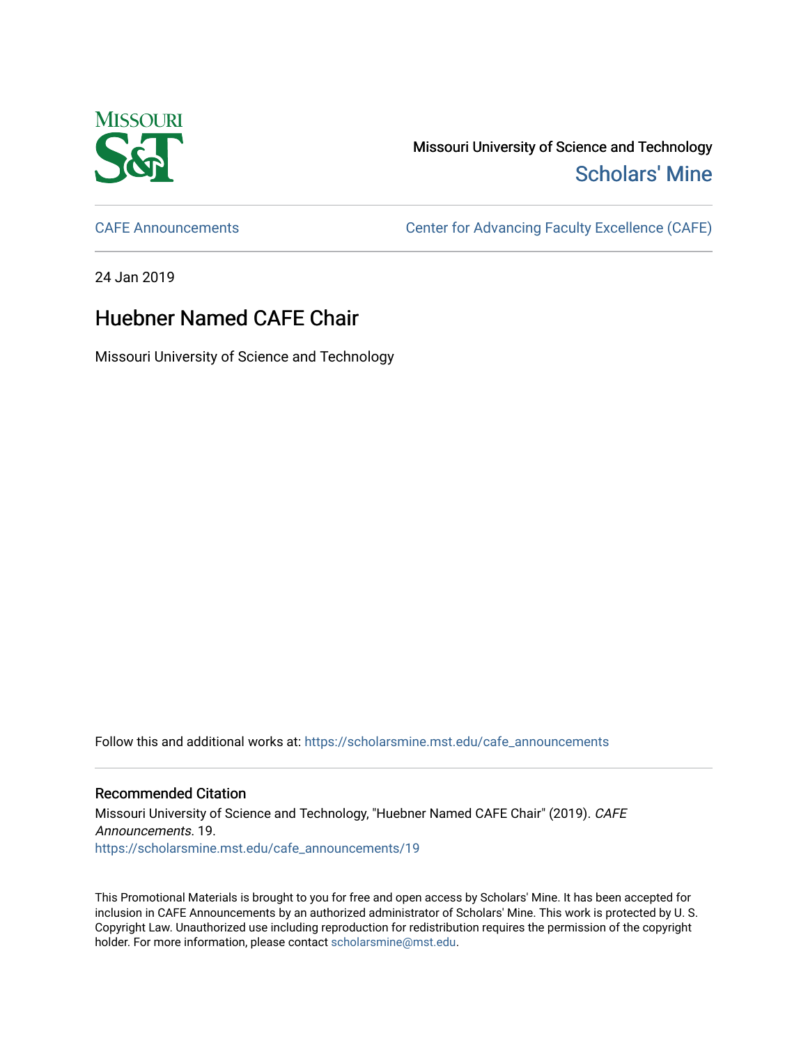Missouri University of Science and Technology

Scholars' Mine

CAFE Announcements

Center for Advancing Faculty Excellence (CAFE)

24 Jan 2019

# Huebner Named CAFE Chair

Missouri University of Science and Technology

Follow this and additional works at: https://scholarsmine.mst.edu/cafe_announcements

## Recommended Citation

Missouri University of Science and Technology, "Huebner Named CAFE Chair" (2019). *CAFE Announcements*. 19.
https://scholarsmine.mst.edu/cafe_announcements/19

This Promotional Materials is brought to you for free and open access by Scholars' Mine. It has been accepted for inclusion in CAFE Announcements by an authorized administrator of Scholars' Mine. This work is protected by U. S. Copyright Law. Unauthorized use including reproduction for redistribution requires the permission of the copyright holder. For more information, please contact scholarsmine@mst.edu.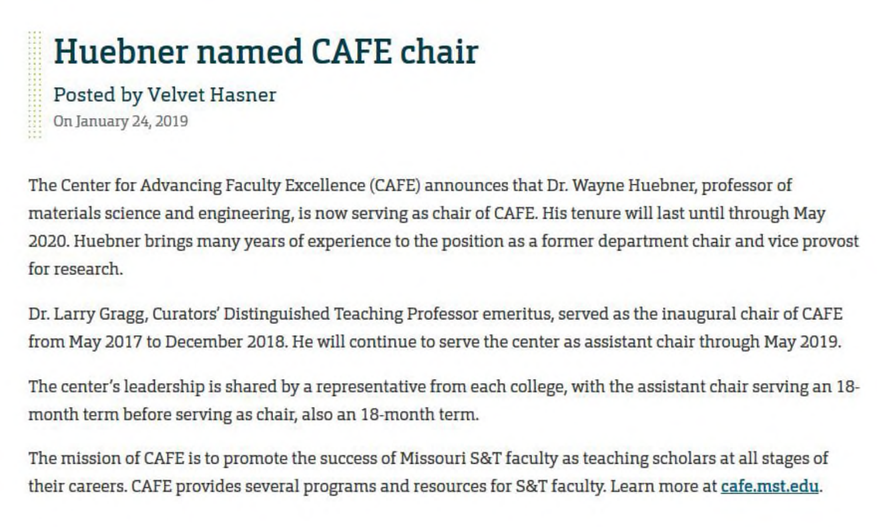# Huebner named CAFE chair

Posted by Velvet Hasner

On January 24, 2019

The Center for Advancing Faculty Excellence (CAFE) announces that Dr. Wayne Huebner, professor of materials science and engineering, is now serving as chair of CAFE. His tenure will last until through May 2020. Huebner brings many years of experience to the position as a former department chair and vice provost for research.

Dr. Larry Gragg, Curators' Distinguished Teaching Professor emeritus, served as the inaugural chair of CAFE from May 2017 to December 2018. He will continue to serve the center as assistant chair through May 2019.

The center's leadership is shared by a representative from each college, with the assistant chair serving an 18-month term before serving as chair, also an 18-month term.

The mission of CAFE is to promote the success of Missouri S&T faculty as teaching scholars at all stages of their careers. CAFE provides several programs and resources for S&T faculty. Learn more at [cafe.mst.edu](cafe.mst.edu).